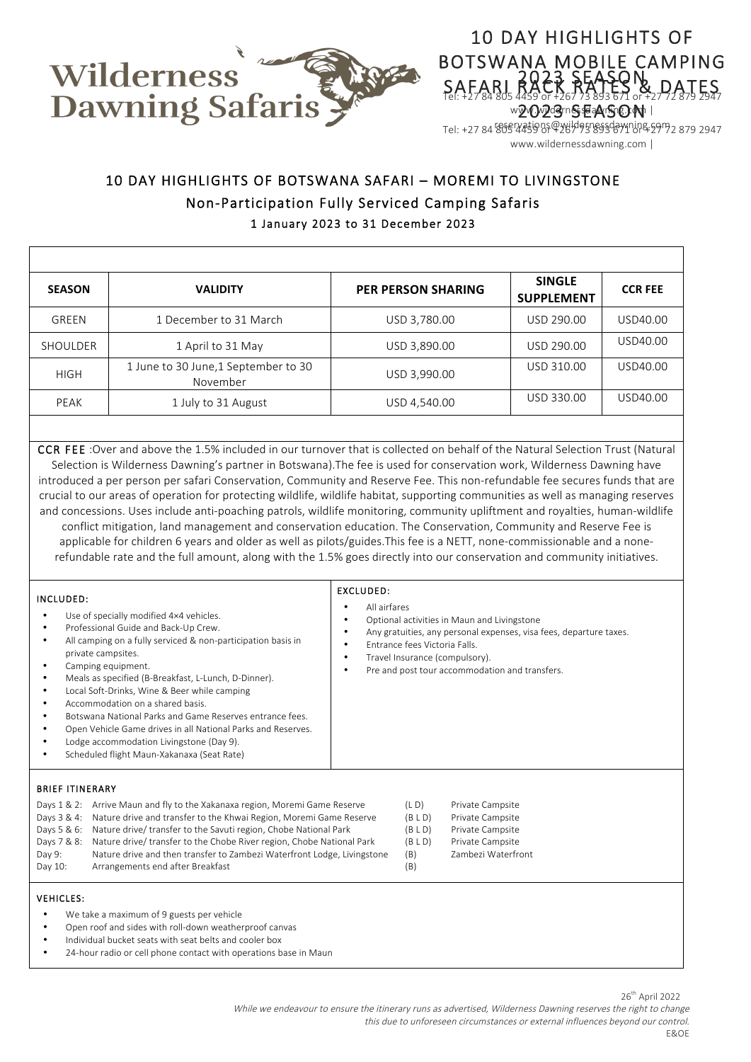# 10 DAY HIGHLIGHTS OF BOTSWANA MOBILE CAMPING SAFARI RACK RATES & DATES 2023 SEASON

Tel: +27 84 805 4459 or +267 73 893 671 or +27 72 879 2947
www.wildernessdawning.com | reservations@wildernessdawning.com

## 10 DAY HIGHLIGHTS OF BOTSWANA SAFARI – MOREMI TO LIVINGSTONE

### Non-Participation Fully Serviced Camping Safaris

1 January 2023 to 31 December 2023

| SEASON | VALIDITY | PER PERSON SHARING | SINGLE SUPPLEMENT | CCR FEE |
|---|---|---|---|---|
| GREEN | 1 December to 31 March | USD 3,780.00 | USD 290.00 | USD40.00 |
| SHOULDER | 1 April to 31 May | USD 3,890.00 | USD 290.00 | USD40.00 |
| HIGH | 1 June to 30 June,1 September to 30 November | USD 3,990.00 | USD 310.00 | USD40.00 |
| PEAK | 1 July to 31 August | USD 4,540.00 | USD 330.00 | USD40.00 |

**CCR FEE** :Over and above the 1.5% included in our turnover that is collected on behalf of the Natural Selection Trust (Natural Selection is Wilderness Dawning's partner in Botswana).The fee is used for conservation work, Wilderness Dawning have introduced a per person per safari Conservation, Community and Reserve Fee. This non-refundable fee secures funds that are crucial to our areas of operation for protecting wildlife, wildlife habitat, supporting communities as well as managing reserves and concessions. Uses include anti-poaching patrols, wildlife monitoring, community upliftment and royalties, human-wildlife conflict mitigation, land management and conservation education. The Conservation, Community and Reserve Fee is applicable for children 6 years and older as well as pilots/guides.This fee is a NETT, none-commissionable and a none-refundable rate and the full amount, along with the 1.5% goes directly into our conservation and community initiatives.

**INCLUDED:**

- Use of specially modified 4×4 vehicles.
- Professional Guide and Back-Up Crew.
- All camping on a fully serviced & non-participation basis in private campsites.
- Camping equipment.
- Meals as specified (B-Breakfast, L-Lunch, D-Dinner).
- Local Soft-Drinks, Wine & Beer while camping
- Accommodation on a shared basis.
- Botswana National Parks and Game Reserves entrance fees.
- Open Vehicle Game drives in all National Parks and Reserves.
- Lodge accommodation Livingstone (Day 9).
- Scheduled flight Maun-Xakanaxa (Seat Rate)

**EXCLUDED:**

- All airfares
- Optional activities in Maun and Livingstone
- Any gratuities, any personal expenses, visa fees, departure taxes.
- Entrance fees Victoria Falls.
- Travel Insurance (compulsory).
- Pre and post tour accommodation and transfers.

**BRIEF ITINERARY**

| Days | Itinerary | Meals | Accommodation |
|---|---|---|---|
| Days 1 & 2: | Arrive Maun and fly to the Xakanaxa region, Moremi Game Reserve | (L D) | Private Campsite |
| Days 3 & 4: | Nature drive and transfer to the Khwai Region, Moremi Game Reserve | (B L D) | Private Campsite |
| Days 5 & 6: | Nature drive/ transfer to the Savuti region, Chobe National Park | (B L D) | Private Campsite |
| Days 7 & 8: | Nature drive/ transfer to the Chobe River region, Chobe National Park | (B L D) | Private Campsite |
| Day 9: | Nature drive and then transfer to Zambezi Waterfront Lodge, Livingstone | (B) | Zambezi Waterfront |
| Day 10: | Arrangements end after Breakfast | (B) | |

**VEHICLES:**

- We take a maximum of 9 guests per vehicle
- Open roof and sides with roll-down weatherproof canvas
- Individual bucket seats with seat belts and cooler box
- 24-hour radio or cell phone contact with operations base in Maun

26th April 2022

*While we endeavour to ensure the itinerary runs as advertised, Wilderness Dawning reserves the right to change this due to unforeseen circumstances or external influences beyond our control.*

E&OE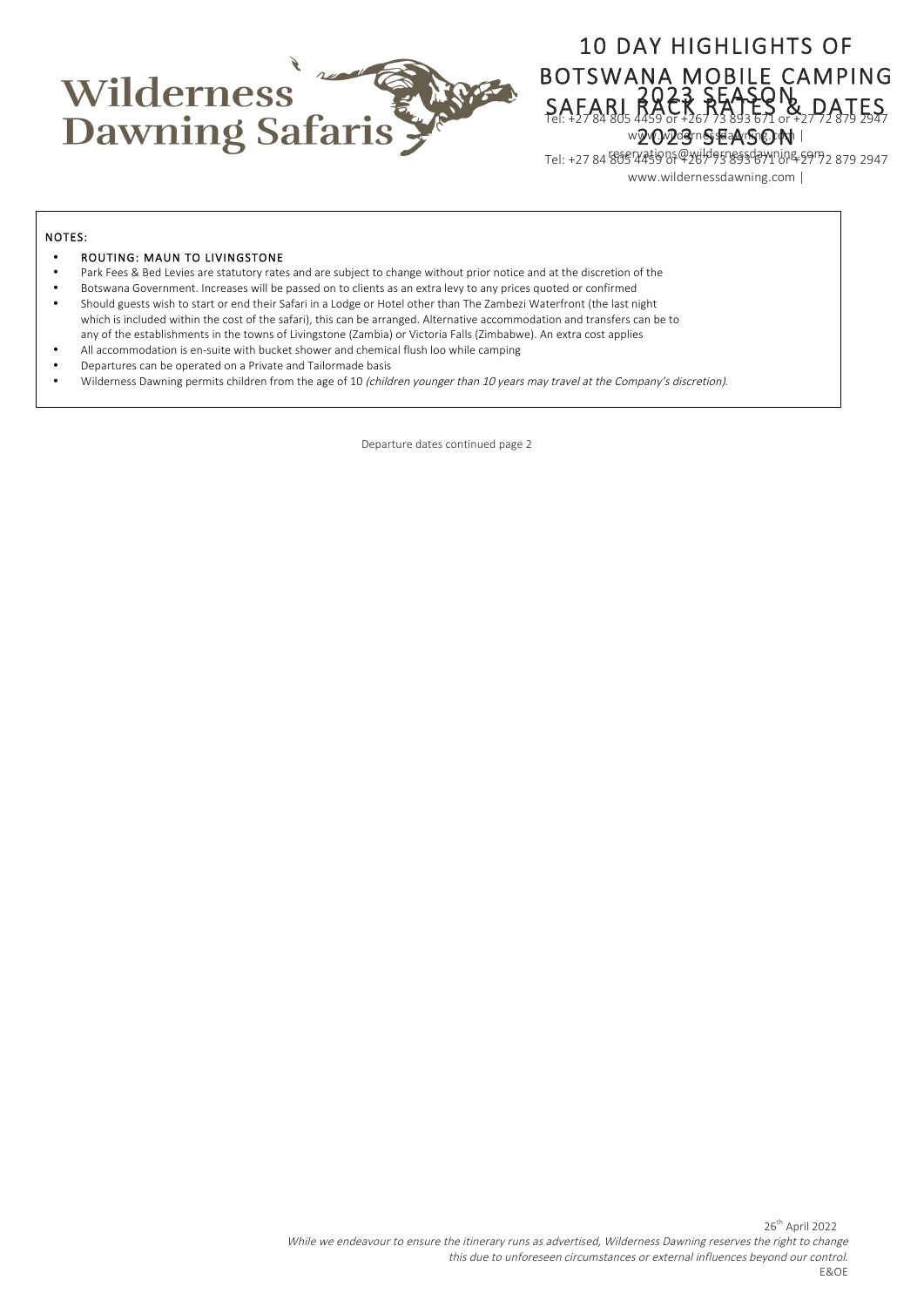# 10 DAY HIGHLIGHTS OF BOTSWANA MOBILE CAMPING SAFARI RACK RATES & DATES

## 2023 SEASON

Tel: +27 84 805 4459 or +267 73 893 671 or +27 72 879 2947

www.wildernessdawning.com | reservations@wildernessdawning.com

**NOTES:**

- **ROUTING: MAUN TO LIVINGSTONE**
- Park Fees & Bed Levies are statutory rates and are subject to change without prior notice and at the discretion of the
- Botswana Government. Increases will be passed on to clients as an extra levy to any prices quoted or confirmed
- Should guests wish to start or end their Safari in a Lodge or Hotel other than The Zambezi Waterfront (the last night which is included within the cost of the safari), this can be arranged. Alternative accommodation and transfers can be to any of the establishments in the towns of Livingstone (Zambia) or Victoria Falls (Zimbabwe). An extra cost applies
- All accommodation is en-suite with bucket shower and chemical flush loo while camping
- Departures can be operated on a Private and Tailormade basis
- Wilderness Dawning permits children from the age of 10 *(children younger than 10 years may travel at the Company's discretion).*

Departure dates continued page 2

26th April 2022

*While we endeavour to ensure the itinerary runs as advertised, Wilderness Dawning reserves the right to change this due to unforeseen circumstances or external influences beyond our control.*

E&OE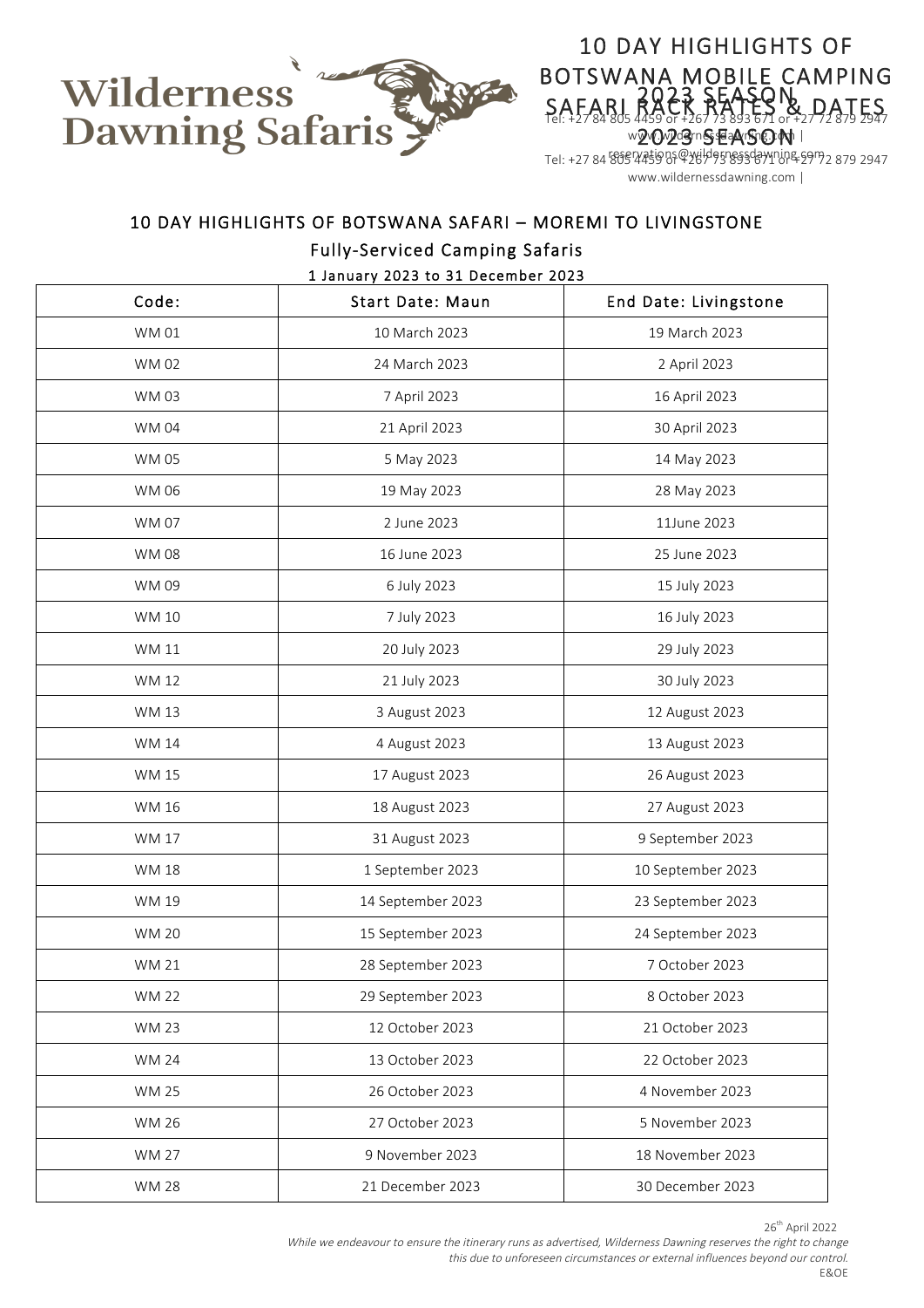# 10 DAY HIGHLIGHTS OF BOTSWANA MOBILE CAMPING SAFARI RACK RATES & DATES 2023 SEASON

Tel: +27 84 805 4459 or +267 73 893 671 or +27 72 879 2947
www.wildernessdawning.com | reservations@wildernessdawning.com

## 10 DAY HIGHLIGHTS OF BOTSWANA SAFARI – MOREMI TO LIVINGSTONE

### Fully-Serviced Camping Safaris

1 January 2023 to 31 December 2023

| Code: | Start Date: Maun | End Date: Livingstone |
|---|---|---|
| WM 01 | 10 March 2023 | 19 March 2023 |
| WM 02 | 24 March 2023 | 2 April 2023 |
| WM 03 | 7 April 2023 | 16 April 2023 |
| WM 04 | 21 April 2023 | 30 April 2023 |
| WM 05 | 5 May 2023 | 14 May 2023 |
| WM 06 | 19 May 2023 | 28 May 2023 |
| WM 07 | 2 June 2023 | 11June 2023 |
| WM 08 | 16 June 2023 | 25 June 2023 |
| WM 09 | 6 July 2023 | 15 July 2023 |
| WM 10 | 7 July 2023 | 16 July 2023 |
| WM 11 | 20 July 2023 | 29 July 2023 |
| WM 12 | 21 July 2023 | 30 July 2023 |
| WM 13 | 3 August 2023 | 12 August 2023 |
| WM 14 | 4 August 2023 | 13 August 2023 |
| WM 15 | 17 August 2023 | 26 August 2023 |
| WM 16 | 18 August 2023 | 27 August 2023 |
| WM 17 | 31 August 2023 | 9 September 2023 |
| WM 18 | 1 September 2023 | 10 September 2023 |
| WM 19 | 14 September 2023 | 23 September 2023 |
| WM 20 | 15 September 2023 | 24 September 2023 |
| WM 21 | 28 September 2023 | 7 October 2023 |
| WM 22 | 29 September 2023 | 8 October 2023 |
| WM 23 | 12 October 2023 | 21 October 2023 |
| WM 24 | 13 October 2023 | 22 October 2023 |
| WM 25 | 26 October 2023 | 4 November 2023 |
| WM 26 | 27 October 2023 | 5 November 2023 |
| WM 27 | 9 November 2023 | 18 November 2023 |
| WM 28 | 21 December 2023 | 30 December 2023 |

26th April 2022

*While we endeavour to ensure the itinerary runs as advertised, Wilderness Dawning reserves the right to change this due to unforeseen circumstances or external influences beyond our control.*

E&OE